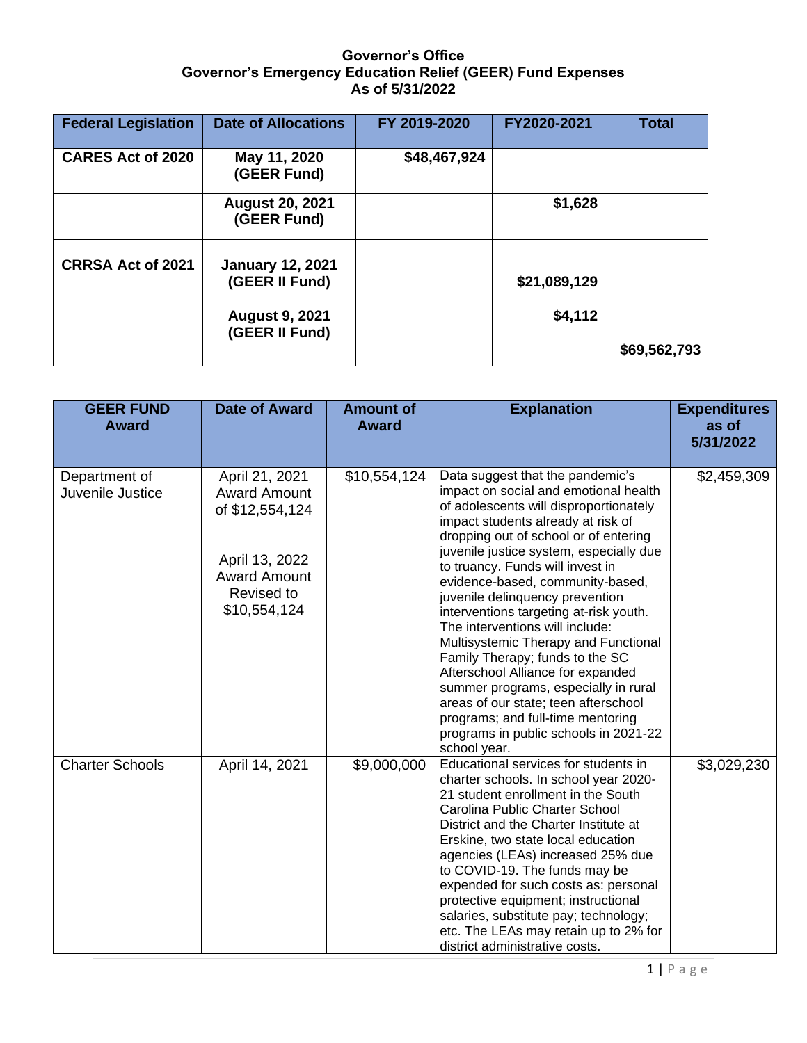# Governor's Office
## Governor's Emergency Education Relief (GEER) Fund Expenses
### As of 5/31/2022

| Federal Legislation | Date of Allocations | FY 2019-2020 | FY2020-2021 | Total |
|---|---|---|---|---|
| **CARES Act of 2020** | **May 11, 2020 (GEER Fund)** | **$48,467,924** | | |
| | **August 20, 2021 (GEER Fund)** | | **$1,628** | |
| **CRRSA Act of 2021** | **January 12, 2021 (GEER II Fund)** | | **$21,089,129** | |
| | **August 9, 2021 (GEER II Fund)** | | **$4,112** | |
| | | | | **$69,562,793** |

| GEER FUND Award | Date of Award | Amount of Award | Explanation | Expenditures as of 5/31/2022 |
|---|---|---|---|---|
| Department of Juvenile Justice | April 21, 2021 Award Amount of $12,554,124<br><br>April 13, 2022 Award Amount Revised to $10,554,124 | $10,554,124 | Data suggest that the pandemic's impact on social and emotional health of adolescents will disproportionately impact students already at risk of dropping out of school or of entering juvenile justice system, especially due to truancy. Funds will invest in evidence-based, community-based, juvenile delinquency prevention interventions targeting at-risk youth. The interventions will include: Multisystemic Therapy and Functional Family Therapy; funds to the SC Afterschool Alliance for expanded summer programs, especially in rural areas of our state; teen afterschool programs; and full-time mentoring programs in public schools in 2021-22 school year. | $2,459,309 |
| Charter Schools | April 14, 2021 | $9,000,000 | Educational services for students in charter schools. In school year 2020-21 student enrollment in the South Carolina Public Charter School District and the Charter Institute at Erskine, two state local education agencies (LEAs) increased 25% due to COVID-19. The funds may be expended for such costs as: personal protective equipment; instructional salaries, substitute pay; technology; etc. The LEAs may retain up to 2% for district administrative costs. | $3,029,230 |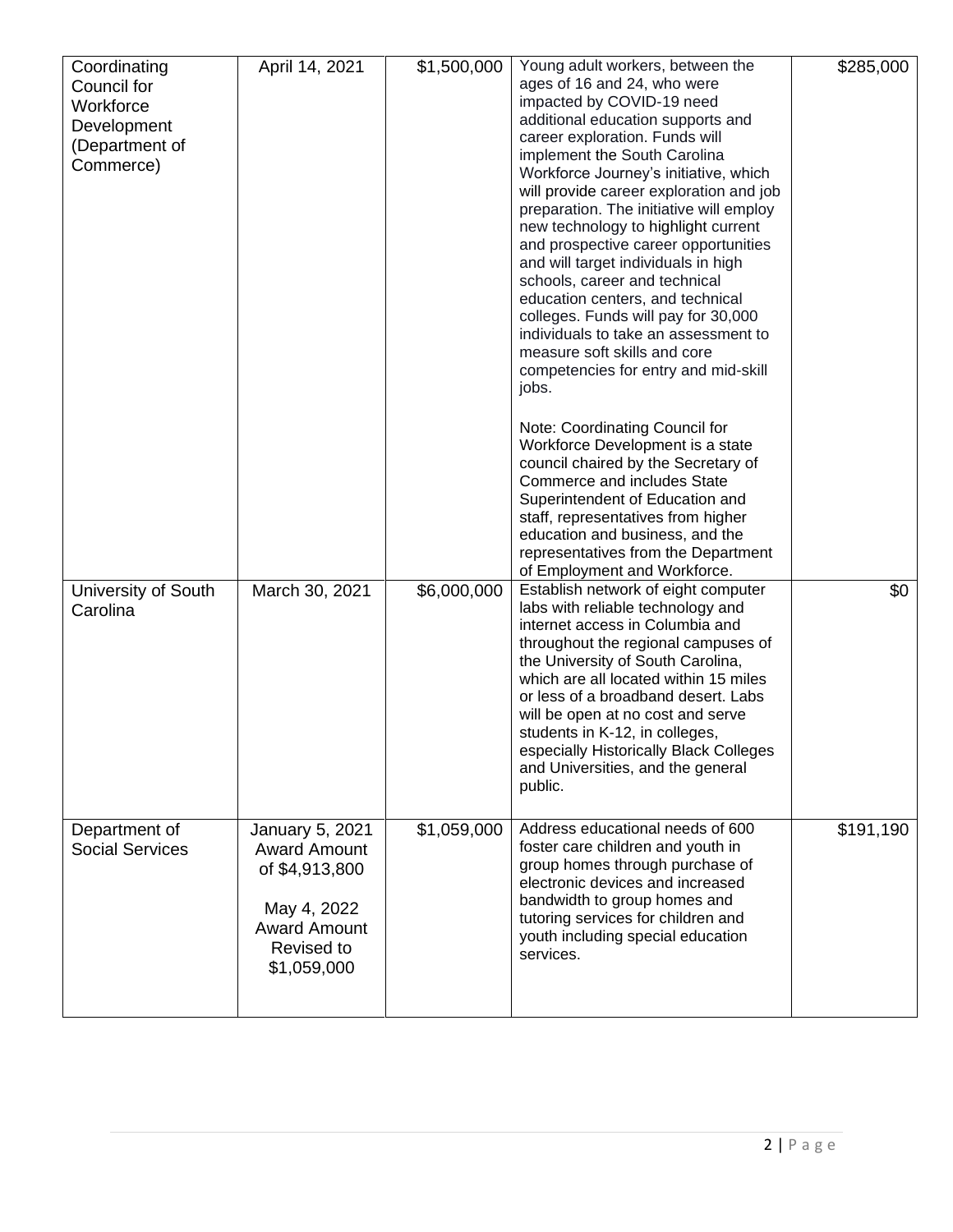| | | | | |
|---|---|---|---|---|
| Coordinating Council for Workforce Development (Department of Commerce) | April 14, 2021 | $1,500,000 | Young adult workers, between the ages of 16 and 24, who were impacted by COVID-19 need additional education supports and career exploration. Funds will implement the South Carolina Workforce Journey's initiative, which will provide career exploration and job preparation. The initiative will employ new technology to highlight current and prospective career opportunities and will target individuals in high schools, career and technical education centers, and technical colleges. Funds will pay for 30,000 individuals to take an assessment to measure soft skills and core competencies for entry and mid-skill jobs.<br><br>Note: Coordinating Council for Workforce Development is a state council chaired by the Secretary of Commerce and includes State Superintendent of Education and staff, representatives from higher education and business, and the representatives from the Department of Employment and Workforce. | $285,000 |
| University of South Carolina | March 30, 2021 | $6,000,000 | Establish network of eight computer labs with reliable technology and internet access in Columbia and throughout the regional campuses of the University of South Carolina, which are all located within 15 miles or less of a broadband desert. Labs will be open at no cost and serve students in K-12, in colleges, especially Historically Black Colleges and Universities, and the general public. | $0 |
| Department of Social Services | January 5, 2021 Award Amount of $4,913,800<br><br>May 4, 2022 Award Amount Revised to $1,059,000 | $1,059,000 | Address educational needs of 600 foster care children and youth in group homes through purchase of electronic devices and increased bandwidth to group homes and tutoring services for children and youth including special education services. | $191,190 |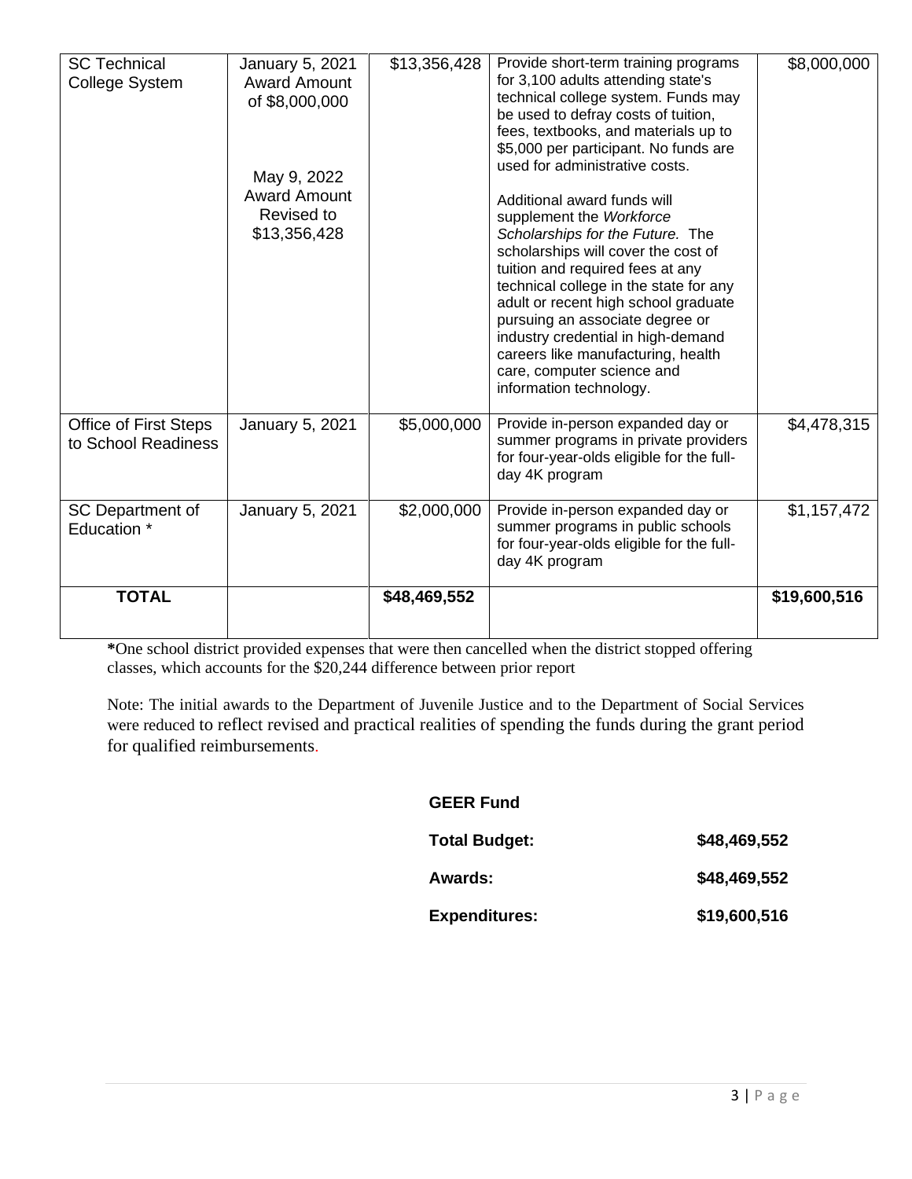| SC Technical College System | January 5, 2021 Award Amount of $8,000,000<br><br>May 9, 2022 Award Amount Revised to $13,356,428 | $13,356,428 | Provide short-term training programs for 3,100 adults attending state's technical college system. Funds may be used to defray costs of tuition, fees, textbooks, and materials up to $5,000 per participant. No funds are used for administrative costs.<br><br>Additional award funds will supplement the *Workforce Scholarships for the Future.* The scholarships will cover the cost of tuition and required fees at any technical college in the state for any adult or recent high school graduate pursuing an associate degree or industry credential in high-demand careers like manufacturing, health care, computer science and information technology. | $8,000,000 |
|---|---|---|---|---|
| Office of First Steps to School Readiness | January 5, 2021 | $5,000,000 | Provide in-person expanded day or summer programs in private providers for four-year-olds eligible for the full-day 4K program | $4,478,315 |
| SC Department of Education * | January 5, 2021 | $2,000,000 | Provide in-person expanded day or summer programs in public schools for four-year-olds eligible for the full-day 4K program | $1,157,472 |
| **TOTAL** | | **$48,469,552** | | **$19,600,516** |

**\***One school district provided expenses that were then cancelled when the district stopped offering classes, which accounts for the $20,244 difference between prior report

Note: The initial awards to the Department of Juvenile Justice and to the Department of Social Services were reduced to reflect revised and practical realities of spending the funds during the grant period for qualified reimbursements.

**GEER Fund**

| | |
|---|---|
| **Total Budget:** | **$48,469,552** |
| **Awards:** | **$48,469,552** |
| **Expenditures:** | **$19,600,516** |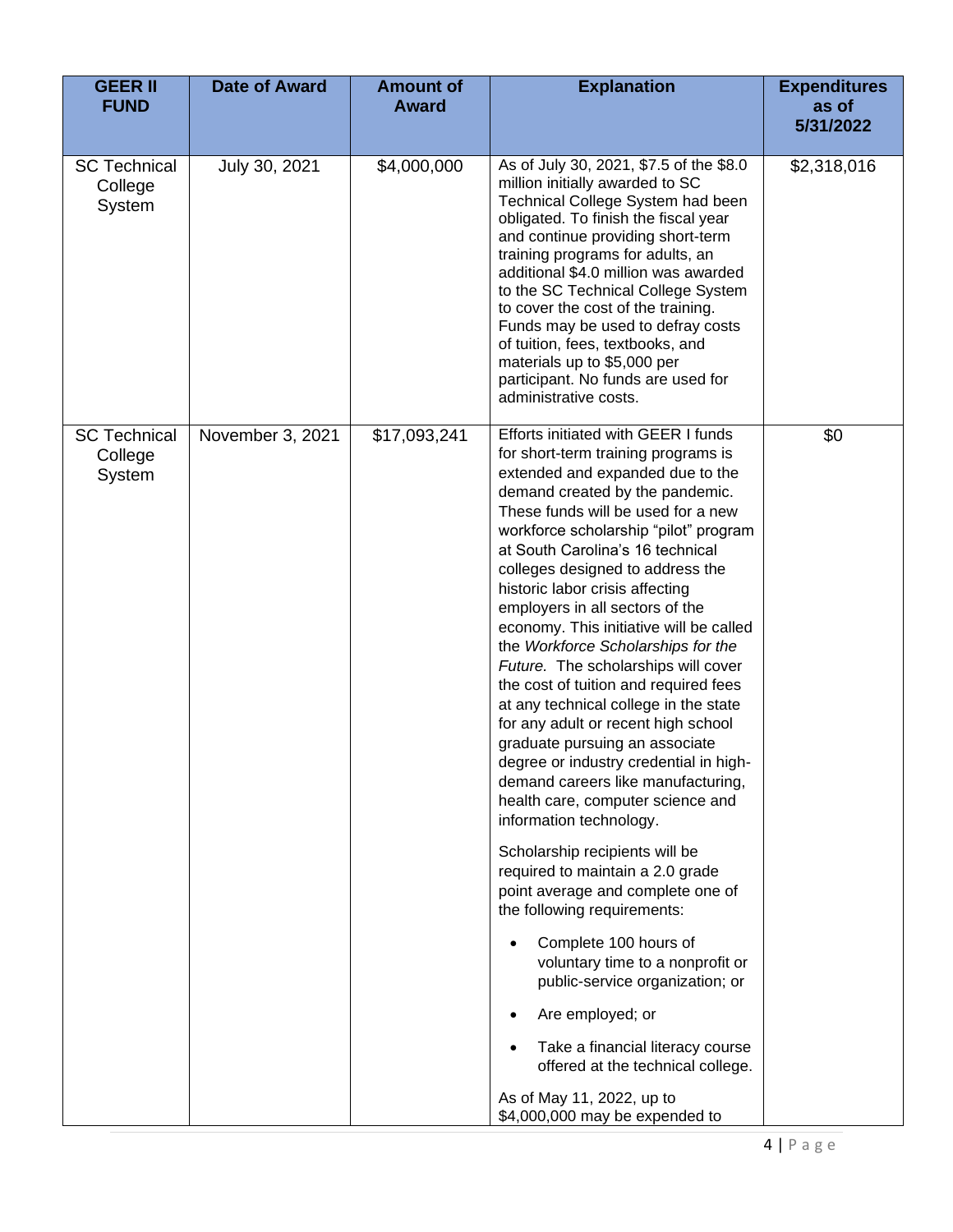| GEER II FUND | Date of Award | Amount of Award | Explanation | Expenditures as of 5/31/2022 |
|---|---|---|---|---|
| SC Technical College System | July 30, 2021 | $4,000,000 | As of July 30, 2021, $7.5 of the $8.0 million initially awarded to SC Technical College System had been obligated. To finish the fiscal year and continue providing short-term training programs for adults, an additional $4.0 million was awarded to the SC Technical College System to cover the cost of the training. Funds may be used to defray costs of tuition, fees, textbooks, and materials up to $5,000 per participant. No funds are used for administrative costs. | $2,318,016 |
| SC Technical College System | November 3, 2021 | $17,093,241 | Efforts initiated with GEER I funds for short-term training programs is extended and expanded due to the demand created by the pandemic. These funds will be used for a new workforce scholarship "pilot" program at South Carolina's 16 technical colleges designed to address the historic labor crisis affecting employers in all sectors of the economy. This initiative will be called the *Workforce Scholarships for the Future.* The scholarships will cover the cost of tuition and required fees at any technical college in the state for any adult or recent high school graduate pursuing an associate degree or industry credential in high-demand careers like manufacturing, health care, computer science and information technology.<br><br>Scholarship recipients will be required to maintain a 2.0 grade point average and complete one of the following requirements:<br><br>• Complete 100 hours of voluntary time to a nonprofit or public-service organization; or<br>• Are employed; or<br>• Take a financial literacy course offered at the technical college.<br><br>As of May 11, 2022, up to $4,000,000 may be expended to | $0 |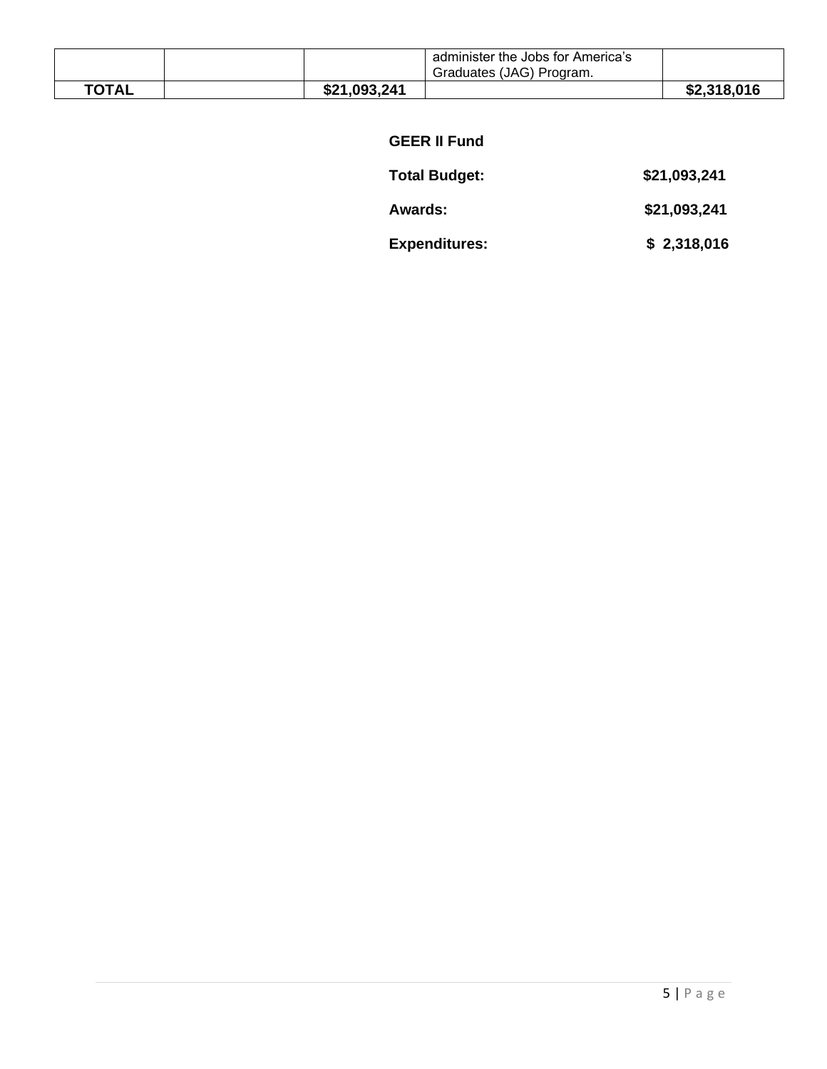| | | | | |
|---|---|---|---|---|
| | | | administer the Jobs for America's Graduates (JAG) Program. | |
| **TOTAL** | | **$21,093,241** | | **$2,318,016** |

**GEER II Fund**

**Total Budget:** **$21,093,241**

**Awards:** **$21,093,241**

**Expenditures:** **$ 2,318,016**